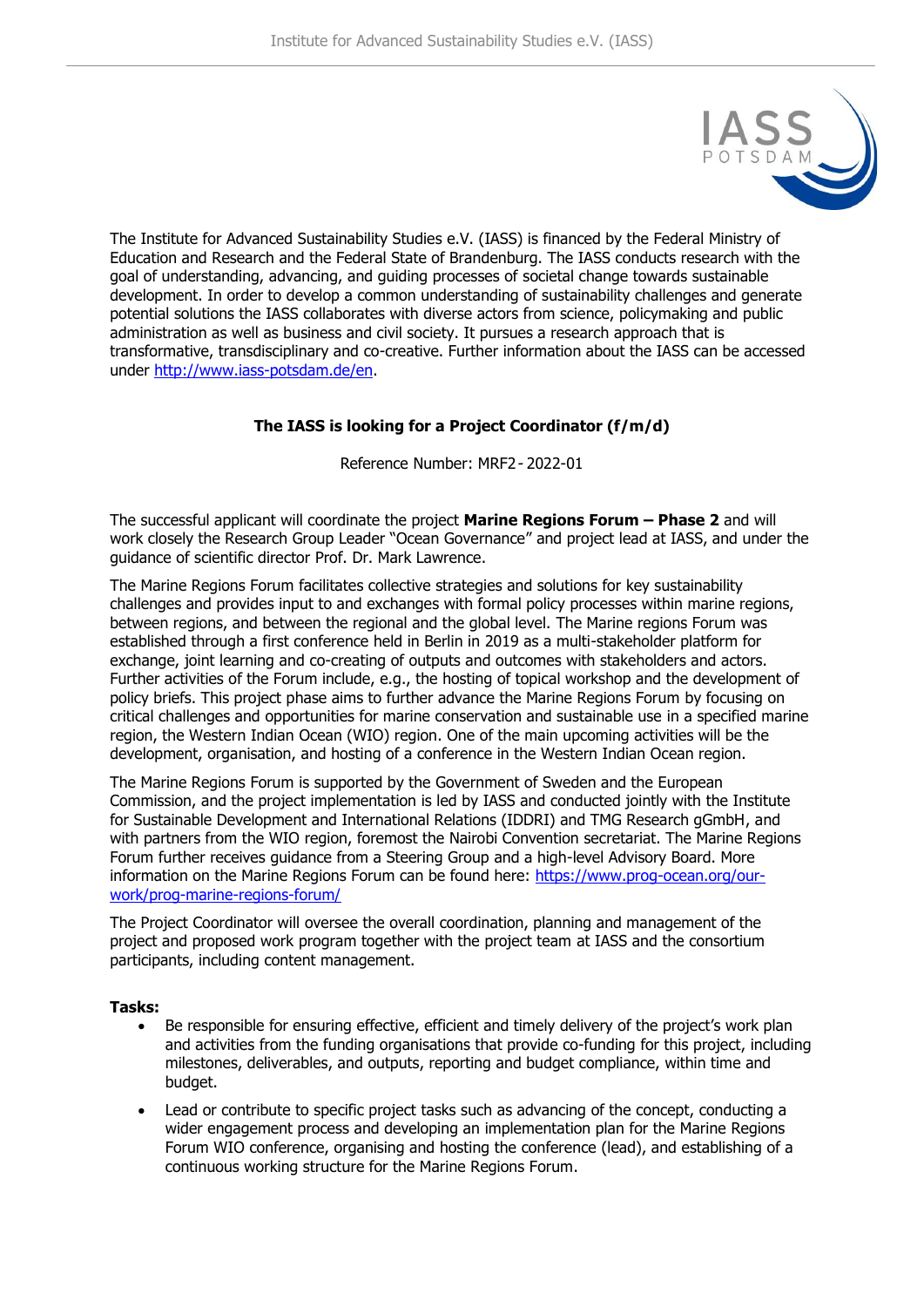The Institute for Advanced Sustainability Studies e.V. (IASS) is financed by the Federal Ministry of Education and Research and the Federal State of Brandenburg. The IASS conducts research with the goal of understanding, advancing, and guiding processes of societal change towards sustainable development. In order to develop a common understanding of sustainability challenges and generate potential solutions the IASS collaborates with diverse actors from science, policymaking and public administration as well as business and civil society. It pursues a research approach that is transformative, transdisciplinary and co-creative. Further information about the IASS can be accessed under http://www.iass-potsdam.de/en.

**The IASS is looking for a Project Coordinator (f/m/d)**

Reference Number: MRF2 - 2022-01

The successful applicant will coordinate the project **Marine Regions Forum – Phase 2** and will work closely the Research Group Leader "Ocean Governance" and project lead at IASS, and under the guidance of scientific director Prof. Dr. Mark Lawrence.

The Marine Regions Forum facilitates collective strategies and solutions for key sustainability challenges and provides input to and exchanges with formal policy processes within marine regions, between regions, and between the regional and the global level. The Marine regions Forum was established through a first conference held in Berlin in 2019 as a multi-stakeholder platform for exchange, joint learning and co-creating of outputs and outcomes with stakeholders and actors. Further activities of the Forum include, e.g., the hosting of topical workshop and the development of policy briefs. This project phase aims to further advance the Marine Regions Forum by focusing on critical challenges and opportunities for marine conservation and sustainable use in a specified marine region, the Western Indian Ocean (WIO) region. One of the main upcoming activities will be the development, organisation, and hosting of a conference in the Western Indian Ocean region.

The Marine Regions Forum is supported by the Government of Sweden and the European Commission, and the project implementation is led by IASS and conducted jointly with the Institute for Sustainable Development and International Relations (IDDRI) and TMG Research gGmbH, and with partners from the WIO region, foremost the Nairobi Convention secretariat. The Marine Regions Forum further receives guidance from a Steering Group and a high-level Advisory Board. More information on the Marine Regions Forum can be found here: https://www.prog-ocean.org/our-work/prog-marine-regions-forum/

The Project Coordinator will oversee the overall coordination, planning and management of the project and proposed work program together with the project team at IASS and the consortium participants, including content management.

**Tasks:**

- Be responsible for ensuring effective, efficient and timely delivery of the project's work plan and activities from the funding organisations that provide co-funding for this project, including milestones, deliverables, and outputs, reporting and budget compliance, within time and budget.
- Lead or contribute to specific project tasks such as advancing of the concept, conducting a wider engagement process and developing an implementation plan for the Marine Regions Forum WIO conference, organising and hosting the conference (lead), and establishing of a continuous working structure for the Marine Regions Forum.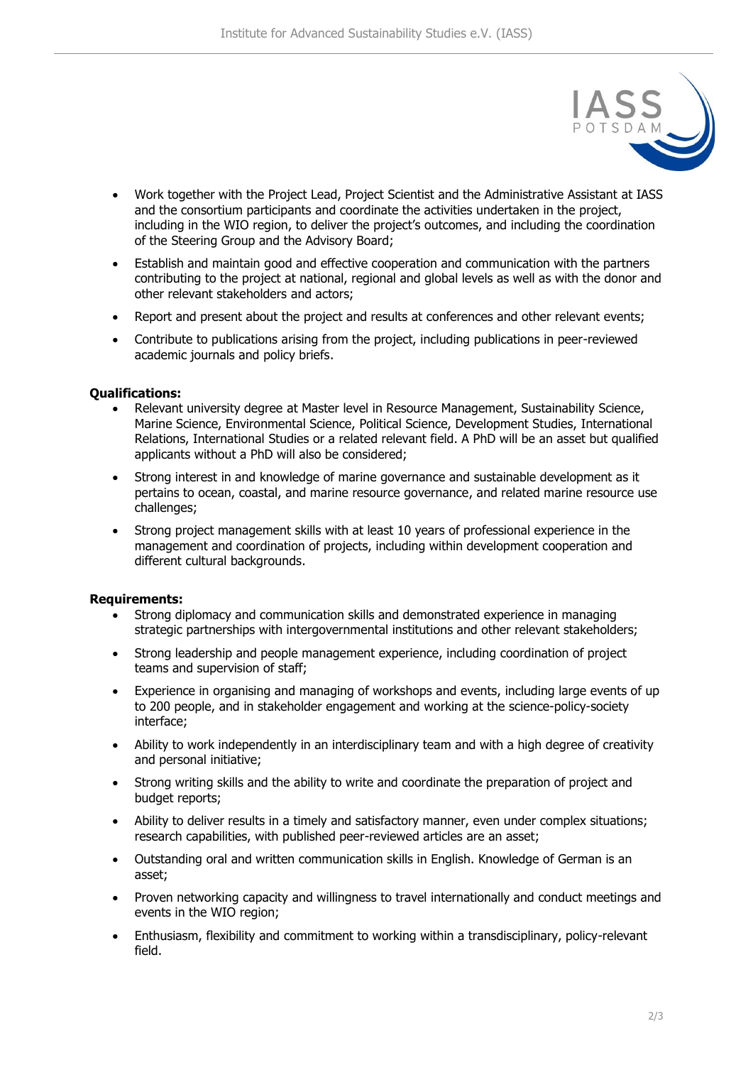- Work together with the Project Lead, Project Scientist and the Administrative Assistant at IASS and the consortium participants and coordinate the activities undertaken in the project, including in the WIO region, to deliver the project's outcomes, and including the coordination of the Steering Group and the Advisory Board;
- Establish and maintain good and effective cooperation and communication with the partners contributing to the project at national, regional and global levels as well as with the donor and other relevant stakeholders and actors;
- Report and present about the project and results at conferences and other relevant events;
- Contribute to publications arising from the project, including publications in peer-reviewed academic journals and policy briefs.

**Qualifications:**

- Relevant university degree at Master level in Resource Management, Sustainability Science, Marine Science, Environmental Science, Political Science, Development Studies, International Relations, International Studies or a related relevant field. A PhD will be an asset but qualified applicants without a PhD will also be considered;
- Strong interest in and knowledge of marine governance and sustainable development as it pertains to ocean, coastal, and marine resource governance, and related marine resource use challenges;
- Strong project management skills with at least 10 years of professional experience in the management and coordination of projects, including within development cooperation and different cultural backgrounds.

**Requirements:**

- Strong diplomacy and communication skills and demonstrated experience in managing strategic partnerships with intergovernmental institutions and other relevant stakeholders;
- Strong leadership and people management experience, including coordination of project teams and supervision of staff;
- Experience in organising and managing of workshops and events, including large events of up to 200 people, and in stakeholder engagement and working at the science-policy-society interface;
- Ability to work independently in an interdisciplinary team and with a high degree of creativity and personal initiative;
- Strong writing skills and the ability to write and coordinate the preparation of project and budget reports;
- Ability to deliver results in a timely and satisfactory manner, even under complex situations; research capabilities, with published peer-reviewed articles are an asset;
- Outstanding oral and written communication skills in English. Knowledge of German is an asset;
- Proven networking capacity and willingness to travel internationally and conduct meetings and events in the WIO region;
- Enthusiasm, flexibility and commitment to working within a transdisciplinary, policy-relevant field.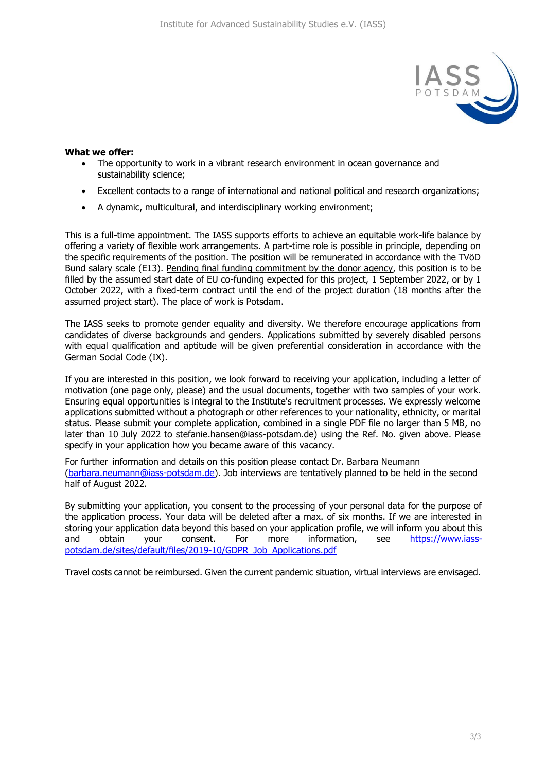**What we offer:**

- The opportunity to work in a vibrant research environment in ocean governance and sustainability science;
- Excellent contacts to a range of international and national political and research organizations;
- A dynamic, multicultural, and interdisciplinary working environment;

This is a full-time appointment. The IASS supports efforts to achieve an equitable work-life balance by offering a variety of flexible work arrangements. A part-time role is possible in principle, depending on the specific requirements of the position. The position will be remunerated in accordance with the TVöD Bund salary scale (E13). Pending final funding commitment by the donor agency, this position is to be filled by the assumed start date of EU co-funding expected for this project, 1 September 2022, or by 1 October 2022, with a fixed-term contract until the end of the project duration (18 months after the assumed project start). The place of work is Potsdam.

The IASS seeks to promote gender equality and diversity. We therefore encourage applications from candidates of diverse backgrounds and genders. Applications submitted by severely disabled persons with equal qualification and aptitude will be given preferential consideration in accordance with the German Social Code (IX).

If you are interested in this position, we look forward to receiving your application, including a letter of motivation (one page only, please) and the usual documents, together with two samples of your work. Ensuring equal opportunities is integral to the Institute's recruitment processes. We expressly welcome applications submitted without a photograph or other references to your nationality, ethnicity, or marital status. Please submit your complete application, combined in a single PDF file no larger than 5 MB, no later than 10 July 2022 to stefanie.hansen@iass-potsdam.de) using the Ref. No. given above. Please specify in your application how you became aware of this vacancy.

For further information and details on this position please contact Dr. Barbara Neumann (barbara.neumann@iass-potsdam.de). Job interviews are tentatively planned to be held in the second half of August 2022.

By submitting your application, you consent to the processing of your personal data for the purpose of the application process. Your data will be deleted after a max. of six months. If we are interested in storing your application data beyond this based on your application profile, we will inform you about this and obtain your consent. For more information, see https://www.iass-potsdam.de/sites/default/files/2019-10/GDPR_Job_Applications.pdf

Travel costs cannot be reimbursed. Given the current pandemic situation, virtual interviews are envisaged.